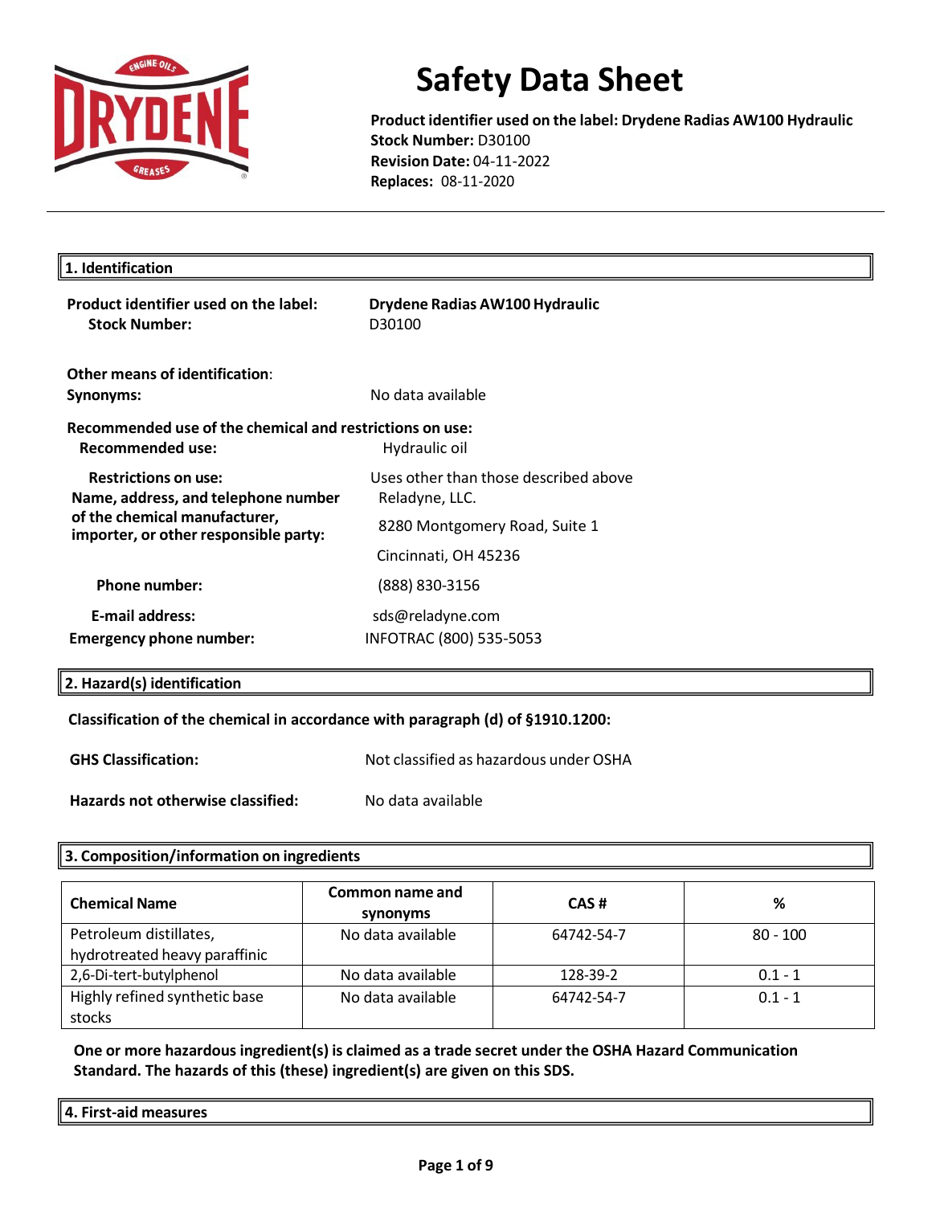# Safety Data Sheet

**Product identifier used on the label: Drydene Radias AW100 Hydraulic**
**Stock Number:** D30100
**Revision Date:** 04-11-2022
**Replaces:** 08-11-2020

## 1. Identification

**Product identifier used on the label:** **Drydene Radias AW100 Hydraulic**
**Stock Number:** D30100

**Other means of identification**:
**Synonyms:** No data available

**Recommended use of the chemical and restrictions on use:**
**Recommended use:** Hydraulic oil

**Restrictions on use:** Uses other than those described above

**Name, address, and telephone number of the chemical manufacturer, importer, or other responsible party:**
Reladyne, LLC.
8280 Montgomery Road, Suite 1
Cincinnati, OH 45236

**Phone number:** (888) 830-3156

**E-mail address:** sds@reladyne.com

**Emergency phone number:** INFOTRAC (800) 535-5053

## 2. Hazard(s) identification

**Classification of the chemical in accordance with paragraph (d) of §1910.1200:**

**GHS Classification:** Not classified as hazardous under OSHA

**Hazards not otherwise classified:** No data available

## 3. Composition/information on ingredients

| Chemical Name | Common name and synonyms | CAS # | % |
|---|---|---|---|
| Petroleum distillates, hydrotreated heavy paraffinic | No data available | 64742-54-7 | 80 - 100 |
| 2,6-Di-tert-butylphenol | No data available | 128-39-2 | 0.1 - 1 |
| Highly refined synthetic base stocks | No data available | 64742-54-7 | 0.1 - 1 |

**One or more hazardous ingredient(s) is claimed as a trade secret under the OSHA Hazard Communication Standard. The hazards of this (these) ingredient(s) are given on this SDS.**

## 4. First-aid measures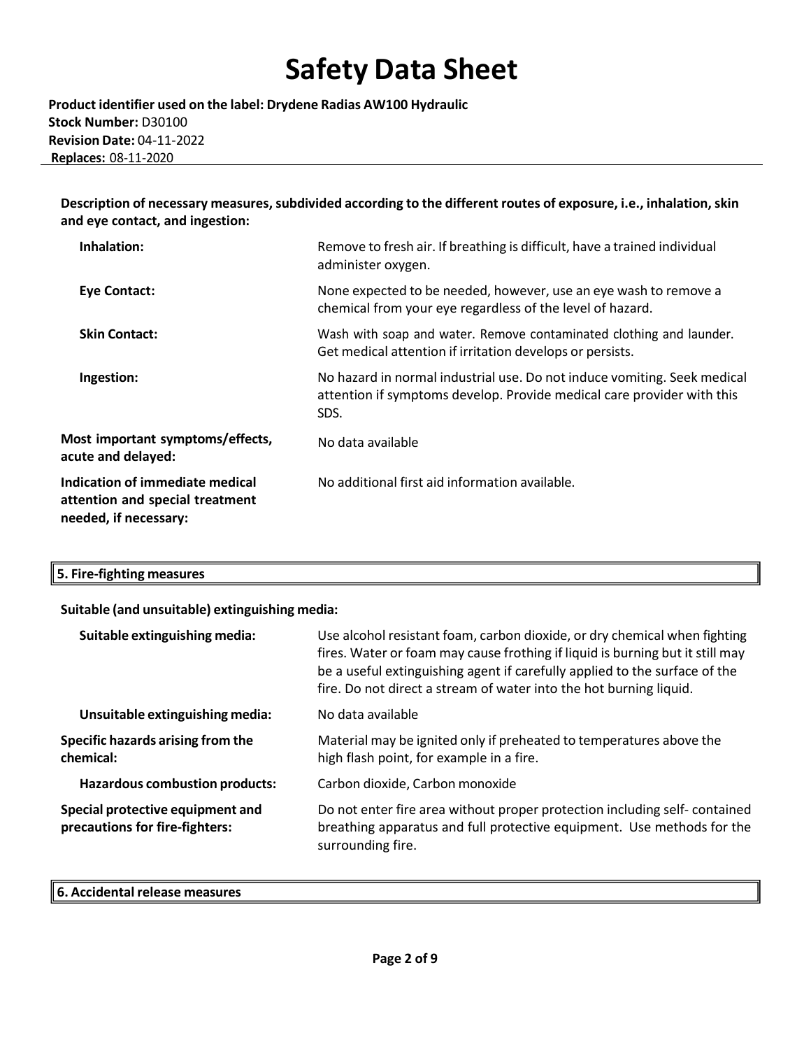**Description of necessary measures, subdivided according to the different routes of exposure, i.e., inhalation, skin and eye contact, and ingestion:**

| | |
|---|---|
| **Inhalation:** | Remove to fresh air. If breathing is difficult, have a trained individual administer oxygen. |
| **Eye Contact:** | None expected to be needed, however, use an eye wash to remove a chemical from your eye regardless of the level of hazard. |
| **Skin Contact:** | Wash with soap and water. Remove contaminated clothing and launder. Get medical attention if irritation develops or persists. |
| **Ingestion:** | No hazard in normal industrial use. Do not induce vomiting. Seek medical attention if symptoms develop. Provide medical care provider with this SDS. |
| **Most important symptoms/effects, acute and delayed:** | No data available |
| **Indication of immediate medical attention and special treatment needed, if necessary:** | No additional first aid information available. |

## 5. Fire-fighting measures

**Suitable (and unsuitable) extinguishing media:**

| | |
|---|---|
| **Suitable extinguishing media:** | Use alcohol resistant foam, carbon dioxide, or dry chemical when fighting fires. Water or foam may cause frothing if liquid is burning but it still may be a useful extinguishing agent if carefully applied to the surface of the fire. Do not direct a stream of water into the hot burning liquid. |
| **Unsuitable extinguishing media:** | No data available |
| **Specific hazards arising from the chemical:** | Material may be ignited only if preheated to temperatures above the high flash point, for example in a fire. |
| **Hazardous combustion products:** | Carbon dioxide, Carbon monoxide |
| **Special protective equipment and precautions for fire-fighters:** | Do not enter fire area without proper protection including self- contained breathing apparatus and full protective equipment. Use methods for the surrounding fire. |

## 6. Accidental release measures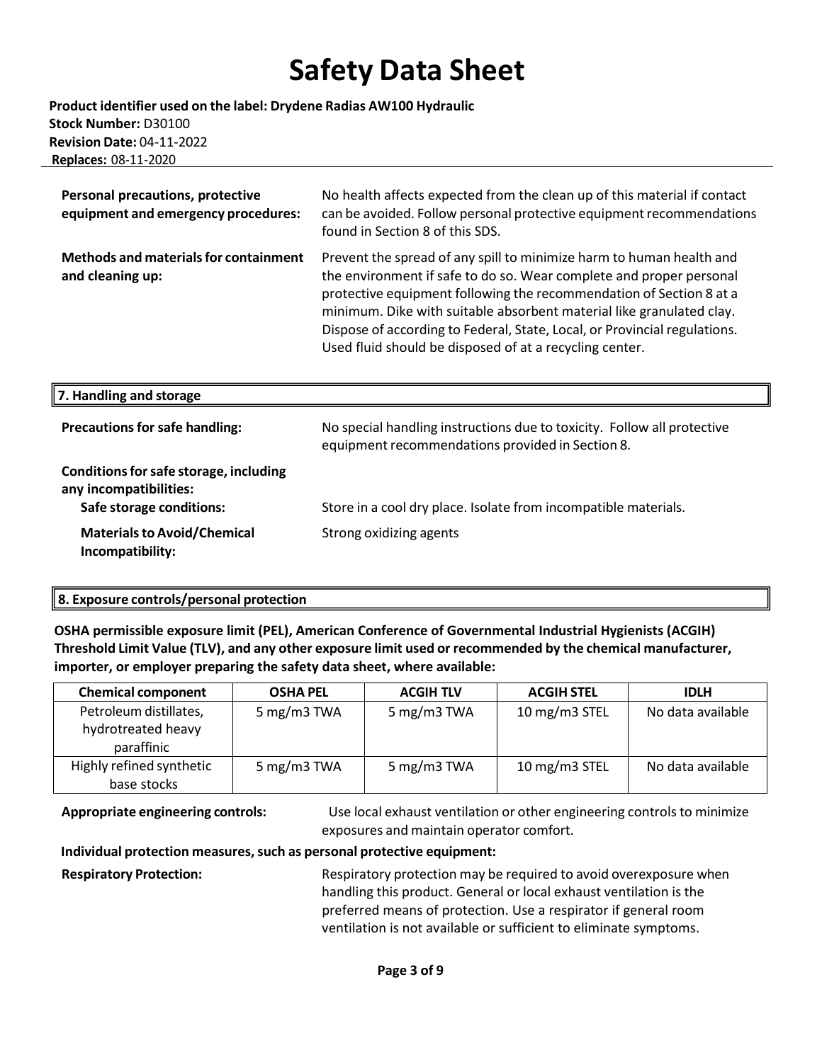**Personal precautions, protective equipment and emergency procedures:** No health affects expected from the clean up of this material if contact can be avoided. Follow personal protective equipment recommendations found in Section 8 of this SDS.

**Methods and materials for containment and cleaning up:** Prevent the spread of any spill to minimize harm to human health and the environment if safe to do so. Wear complete and proper personal protective equipment following the recommendation of Section 8 at a minimum. Dike with suitable absorbent material like granulated clay. Dispose of according to Federal, State, Local, or Provincial regulations. Used fluid should be disposed of at a recycling center.

## 7. Handling and storage

**Precautions for safe handling:** No special handling instructions due to toxicity. Follow all protective equipment recommendations provided in Section 8.

**Conditions for safe storage, including any incompatibilities:**

**Safe storage conditions:** Store in a cool dry place. Isolate from incompatible materials.

**Materials to Avoid/Chemical Incompatibility:** Strong oxidizing agents

## 8. Exposure controls/personal protection

**OSHA permissible exposure limit (PEL), American Conference of Governmental Industrial Hygienists (ACGIH) Threshold Limit Value (TLV), and any other exposure limit used or recommended by the chemical manufacturer, importer, or employer preparing the safety data sheet, where available:**

| Chemical component | OSHA PEL | ACGIH TLV | ACGIH STEL | IDLH |
|---|---|---|---|---|
| Petroleum distillates, hydrotreated heavy paraffinic | 5 mg/m3 TWA | 5 mg/m3 TWA | 10 mg/m3 STEL | No data available |
| Highly refined synthetic base stocks | 5 mg/m3 TWA | 5 mg/m3 TWA | 10 mg/m3 STEL | No data available |

**Appropriate engineering controls:** Use local exhaust ventilation or other engineering controls to minimize exposures and maintain operator comfort.

**Individual protection measures, such as personal protective equipment:**

**Respiratory Protection:** Respiratory protection may be required to avoid overexposure when handling this product. General or local exhaust ventilation is the preferred means of protection. Use a respirator if general room ventilation is not available or sufficient to eliminate symptoms.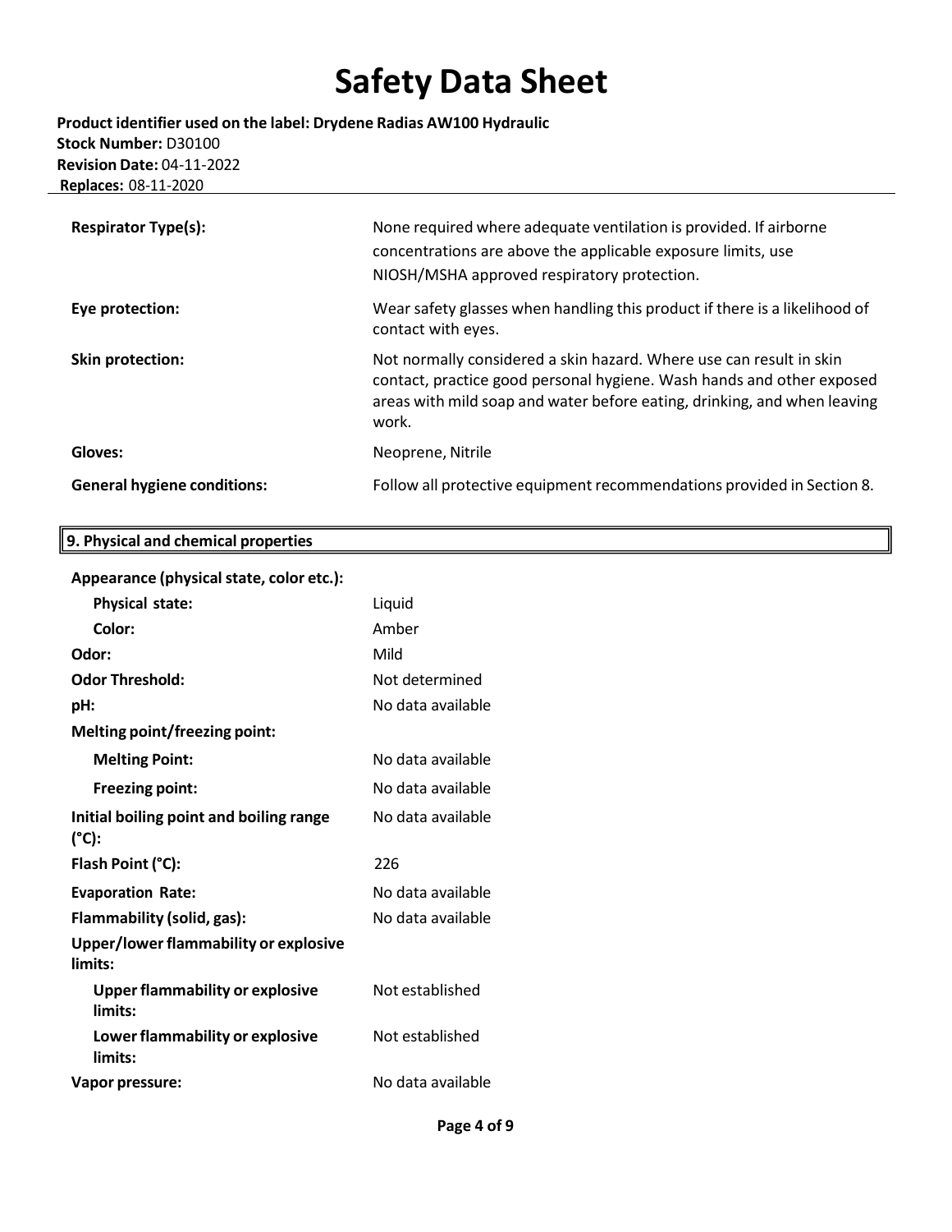| | |
|---|---|
| **Respirator Type(s):** | None required where adequate ventilation is provided. If airborne concentrations are above the applicable exposure limits, use NIOSH/MSHA approved respiratory protection. |
| **Eye protection:** | Wear safety glasses when handling this product if there is a likelihood of contact with eyes. |
| **Skin protection:** | Not normally considered a skin hazard. Where use can result in skin contact, practice good personal hygiene. Wash hands and other exposed areas with mild soap and water before eating, drinking, and when leaving work. |
| **Gloves:** | Neoprene, Nitrile |
| **General hygiene conditions:** | Follow all protective equipment recommendations provided in Section 8. |

## 9. Physical and chemical properties

| | |
|---|---|
| **Appearance (physical state, color etc.):** | |
| **Physical state:** | Liquid |
| **Color:** | Amber |
| **Odor:** | Mild |
| **Odor Threshold:** | Not determined |
| **pH:** | No data available |
| **Melting point/freezing point:** | |
| **Melting Point:** | No data available |
| **Freezing point:** | No data available |
| **Initial boiling point and boiling range (°C):** | No data available |
| **Flash Point (°C):** | 226 |
| **Evaporation Rate:** | No data available |
| **Flammability (solid, gas):** | No data available |
| **Upper/lower flammability or explosive limits:** | |
| **Upper flammability or explosive limits:** | Not established |
| **Lower flammability or explosive limits:** | Not established |
| **Vapor pressure:** | No data available |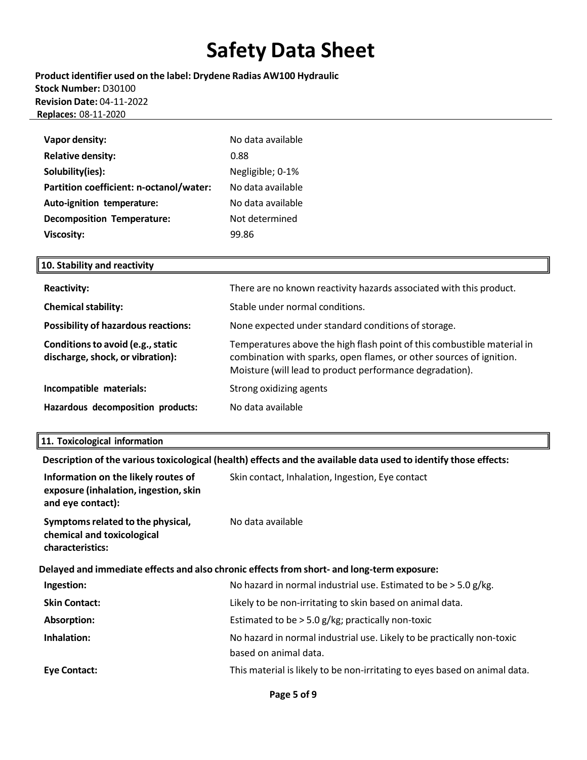| | |
|---|---|
| **Vapor density:** | No data available |
| **Relative density:** | 0.88 |
| **Solubility(ies):** | Negligible; 0-1% |
| **Partition coefficient: n-octanol/water:** | No data available |
| **Auto-ignition temperature:** | No data available |
| **Decomposition Temperature:** | Not determined |
| **Viscosity:** | 99.86 |

## 10. Stability and reactivity

| | |
|---|---|
| **Reactivity:** | There are no known reactivity hazards associated with this product. |
| **Chemical stability:** | Stable under normal conditions. |
| **Possibility of hazardous reactions:** | None expected under standard conditions of storage. |
| **Conditions to avoid (e.g., static discharge, shock, or vibration):** | Temperatures above the high flash point of this combustible material in combination with sparks, open flames, or other sources of ignition. Moisture (will lead to product performance degradation). |
| **Incompatible materials:** | Strong oxidizing agents |
| **Hazardous decomposition products:** | No data available |

## 11. Toxicological information

**Description of the various toxicological (health) effects and the available data used to identify those effects:**

| | |
|---|---|
| **Information on the likely routes of exposure (inhalation, ingestion, skin and eye contact):** | Skin contact, Inhalation, Ingestion, Eye contact |
| **Symptoms related to the physical, chemical and toxicological characteristics:** | No data available |

**Delayed and immediate effects and also chronic effects from short- and long-term exposure:**

| | |
|---|---|
| **Ingestion:** | No hazard in normal industrial use. Estimated to be > 5.0 g/kg. |
| **Skin Contact:** | Likely to be non-irritating to skin based on animal data. |
| **Absorption:** | Estimated to be > 5.0 g/kg; practically non-toxic |
| **Inhalation:** | No hazard in normal industrial use. Likely to be practically non-toxic based on animal data. |
| **Eye Contact:** | This material is likely to be non-irritating to eyes based on animal data. |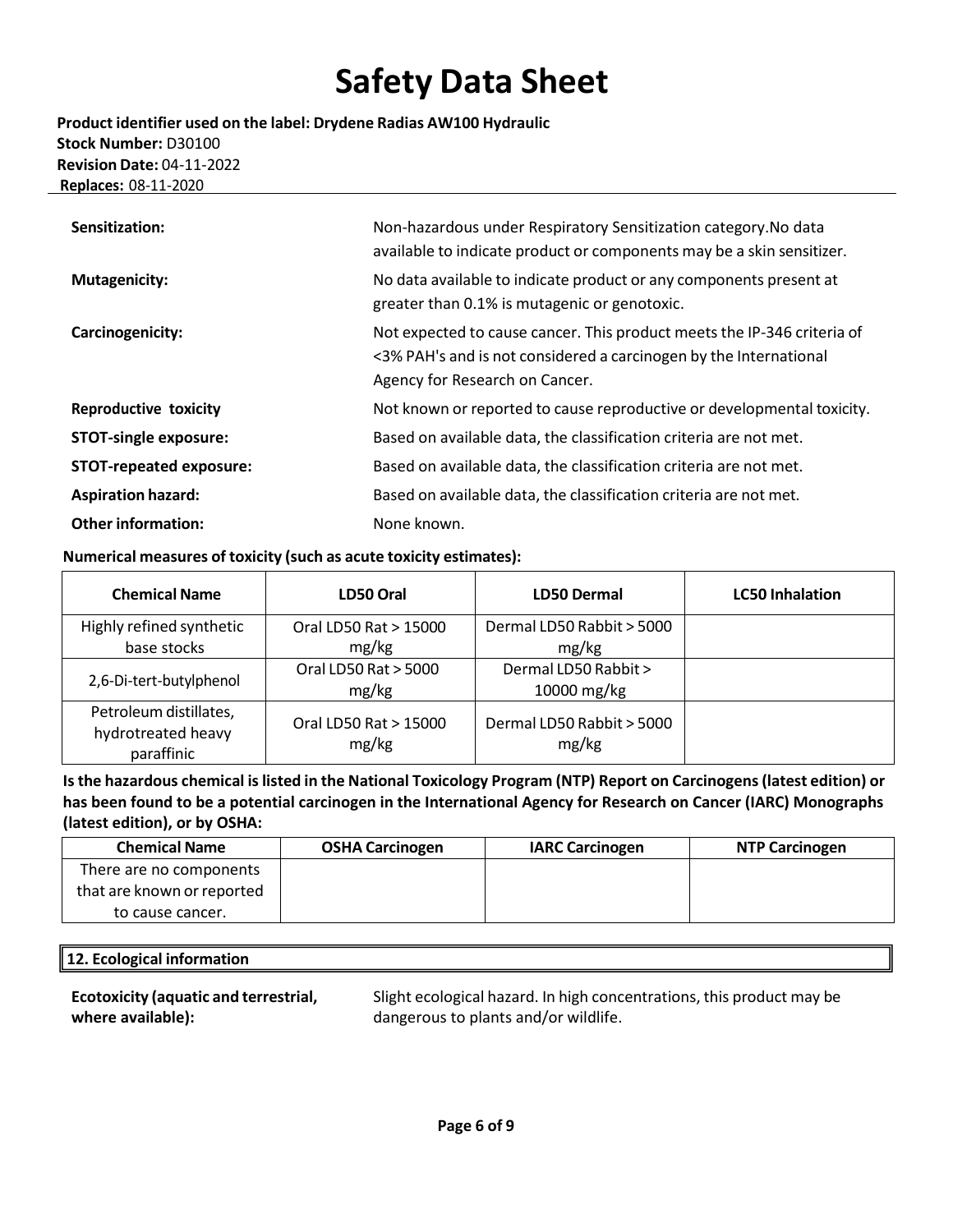# Safety Data Sheet

**Product identifier used on the label: Drydene Radias AW100 Hydraulic**
**Stock Number:** D30100
**Revision Date:** 04-11-2022
**Replaces:** 08-11-2020

**Sensitization:** Non-hazardous under Respiratory Sensitization category.No data available to indicate product or components may be a skin sensitizer.

**Mutagenicity:** No data available to indicate product or any components present at greater than 0.1% is mutagenic or genotoxic.

**Carcinogenicity:** Not expected to cause cancer. This product meets the IP-346 criteria of <3% PAH's and is not considered a carcinogen by the International Agency for Research on Cancer.

**Reproductive toxicity** Not known or reported to cause reproductive or developmental toxicity.

**STOT-single exposure:** Based on available data, the classification criteria are not met.

**STOT-repeated exposure:** Based on available data, the classification criteria are not met.

**Aspiration hazard:** Based on available data, the classification criteria are not met.

**Other information:** None known.

**Numerical measures of toxicity (such as acute toxicity estimates):**

| Chemical Name | LD50 Oral | LD50 Dermal | LC50 Inhalation |
|---|---|---|---|
| Highly refined synthetic base stocks | Oral LD50 Rat > 15000 mg/kg | Dermal LD50 Rabbit > 5000 mg/kg | |
| 2,6-Di-tert-butylphenol | Oral LD50 Rat > 5000 mg/kg | Dermal LD50 Rabbit > 10000 mg/kg | |
| Petroleum distillates, hydrotreated heavy paraffinic | Oral LD50 Rat > 15000 mg/kg | Dermal LD50 Rabbit > 5000 mg/kg | |

**Is the hazardous chemical is listed in the National Toxicology Program (NTP) Report on Carcinogens (latest edition) or has been found to be a potential carcinogen in the International Agency for Research on Cancer (IARC) Monographs (latest edition), or by OSHA:**

| Chemical Name | OSHA Carcinogen | IARC Carcinogen | NTP Carcinogen |
|---|---|---|---|
| There are no components that are known or reported to cause cancer. | | | |

## 12. Ecological information

**Ecotoxicity (aquatic and terrestrial, where available):** Slight ecological hazard. In high concentrations, this product may be dangerous to plants and/or wildlife.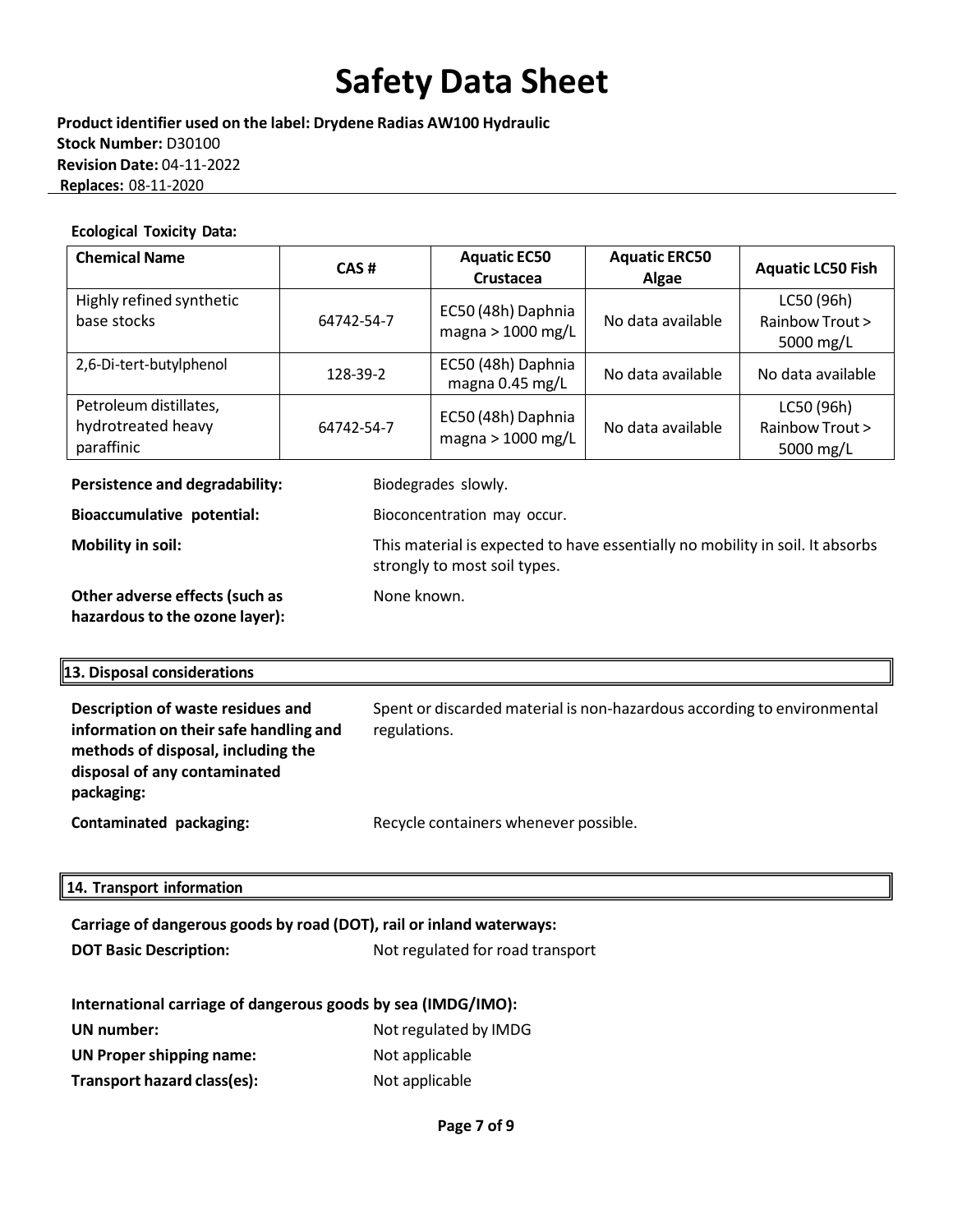**Ecological Toxicity Data:**

| Chemical Name | CAS # | Aquatic EC50 Crustacea | Aquatic ERC50 Algae | Aquatic LC50 Fish |
|---|---|---|---|---|
| Highly refined synthetic base stocks | 64742-54-7 | EC50 (48h) Daphnia magna > 1000 mg/L | No data available | LC50 (96h) Rainbow Trout > 5000 mg/L |
| 2,6-Di-tert-butylphenol | 128-39-2 | EC50 (48h) Daphnia magna 0.45 mg/L | No data available | No data available |
| Petroleum distillates, hydrotreated heavy paraffinic | 64742-54-7 | EC50 (48h) Daphnia magna > 1000 mg/L | No data available | LC50 (96h) Rainbow Trout > 5000 mg/L |

**Persistence and degradability:** Biodegrades slowly.

**Bioaccumulative potential:** Bioconcentration may occur.

**Mobility in soil:** This material is expected to have essentially no mobility in soil. It absorbs strongly to most soil types.

**Other adverse effects (such as hazardous to the ozone layer):** None known.

## 13. Disposal considerations

**Description of waste residues and information on their safe handling and methods of disposal, including the disposal of any contaminated packaging:** Spent or discarded material is non-hazardous according to environmental regulations.

**Contaminated packaging:** Recycle containers whenever possible.

## 14. Transport information

**Carriage of dangerous goods by road (DOT), rail or inland waterways:**

**DOT Basic Description:** Not regulated for road transport

**International carriage of dangerous goods by sea (IMDG/IMO):**

**UN number:** Not regulated by IMDG

**UN Proper shipping name:** Not applicable

**Transport hazard class(es):** Not applicable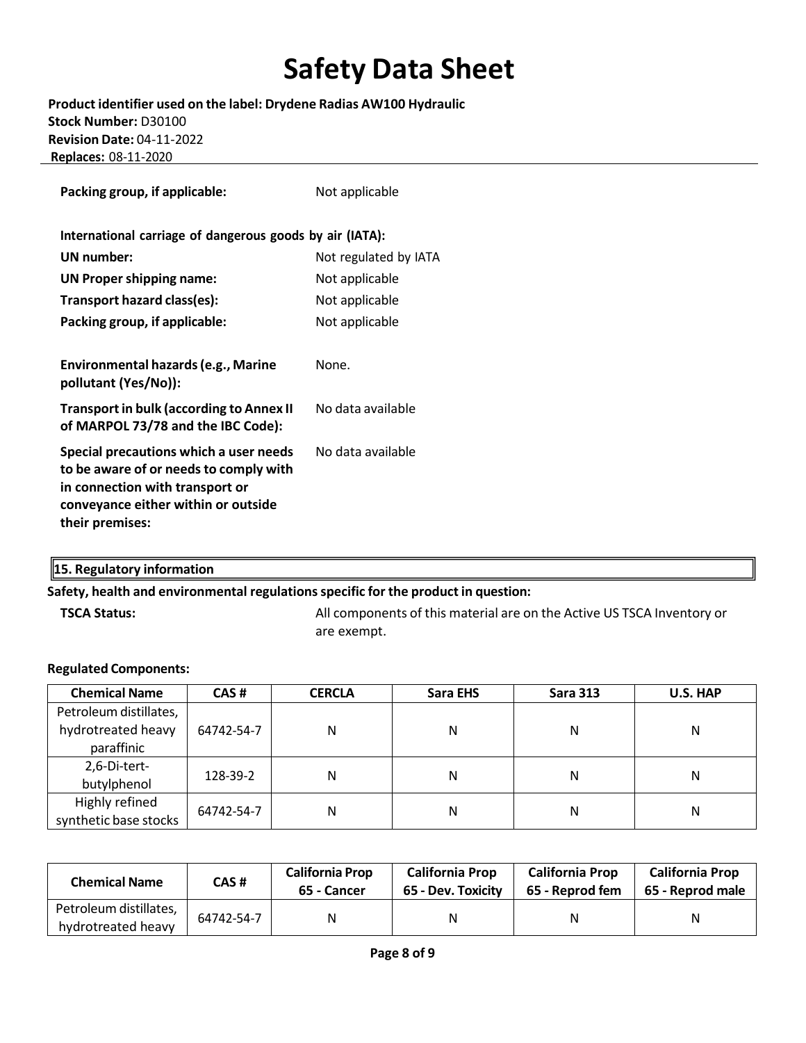**Packing group, if applicable:** Not applicable

**International carriage of dangerous goods by air (IATA):**

**UN number:** Not regulated by IATA

**UN Proper shipping name:** Not applicable

**Transport hazard class(es):** Not applicable

**Packing group, if applicable:** Not applicable

**Environmental hazards (e.g., Marine pollutant (Yes/No)):** None.

**Transport in bulk (according to Annex II of MARPOL 73/78 and the IBC Code):** No data available

**Special precautions which a user needs to be aware of or needs to comply with in connection with transport or conveyance either within or outside their premises:** No data available

## 15. Regulatory information

**Safety, health and environmental regulations specific for the product in question:**

**TSCA Status:** All components of this material are on the Active US TSCA Inventory or are exempt.

**Regulated Components:**

| Chemical Name | CAS # | CERCLA | Sara EHS | Sara 313 | U.S. HAP |
|---|---|---|---|---|---|
| Petroleum distillates, hydrotreated heavy paraffinic | 64742-54-7 | N | N | N | N |
| 2,6-Di-tert-butylphenol | 128-39-2 | N | N | N | N |
| Highly refined synthetic base stocks | 64742-54-7 | N | N | N | N |

| Chemical Name | CAS # | California Prop 65 - Cancer | California Prop 65 - Dev. Toxicity | California Prop 65 - Reprod fem | California Prop 65 - Reprod male |
|---|---|---|---|---|---|
| Petroleum distillates, hydrotreated heavy | 64742-54-7 | N | N | N | N |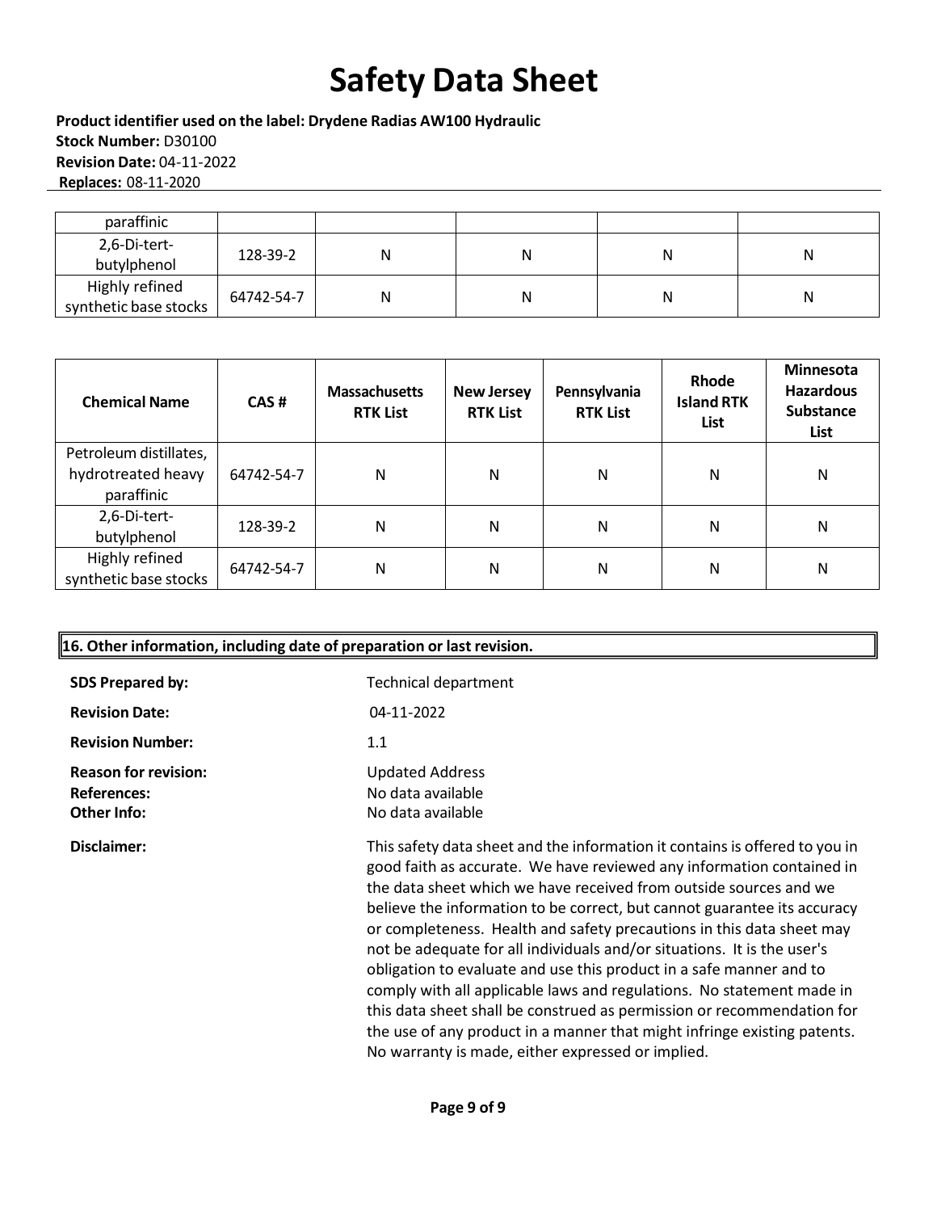| | | | | | |
|---|---|---|---|---|---|
| paraffinic | | | | | |
| 2,6-Di-tert-butylphenol | 128-39-2 | N | N | N | N |
| Highly refined synthetic base stocks | 64742-54-7 | N | N | N | N |

| Chemical Name | CAS # | Massachusetts RTK List | New Jersey RTK List | Pennsylvania RTK List | Rhode Island RTK List | Minnesota Hazardous Substance List |
|---|---|---|---|---|---|---|
| Petroleum distillates, hydrotreated heavy paraffinic | 64742-54-7 | N | N | N | N | N |
| 2,6-Di-tert-butylphenol | 128-39-2 | N | N | N | N | N |
| Highly refined synthetic base stocks | 64742-54-7 | N | N | N | N | N |

## 16. Other information, including date of preparation or last revision.

**SDS Prepared by:** Technical department

**Revision Date:** 04-11-2022

**Revision Number:** 1.1

**Reason for revision:** Updated Address
**References:** No data available
**Other Info:** No data available

**Disclaimer:** This safety data sheet and the information it contains is offered to you in good faith as accurate. We have reviewed any information contained in the data sheet which we have received from outside sources and we believe the information to be correct, but cannot guarantee its accuracy or completeness. Health and safety precautions in this data sheet may not be adequate for all individuals and/or situations. It is the user's obligation to evaluate and use this product in a safe manner and to comply with all applicable laws and regulations. No statement made in this data sheet shall be construed as permission or recommendation for the use of any product in a manner that might infringe existing patents. No warranty is made, either expressed or implied.